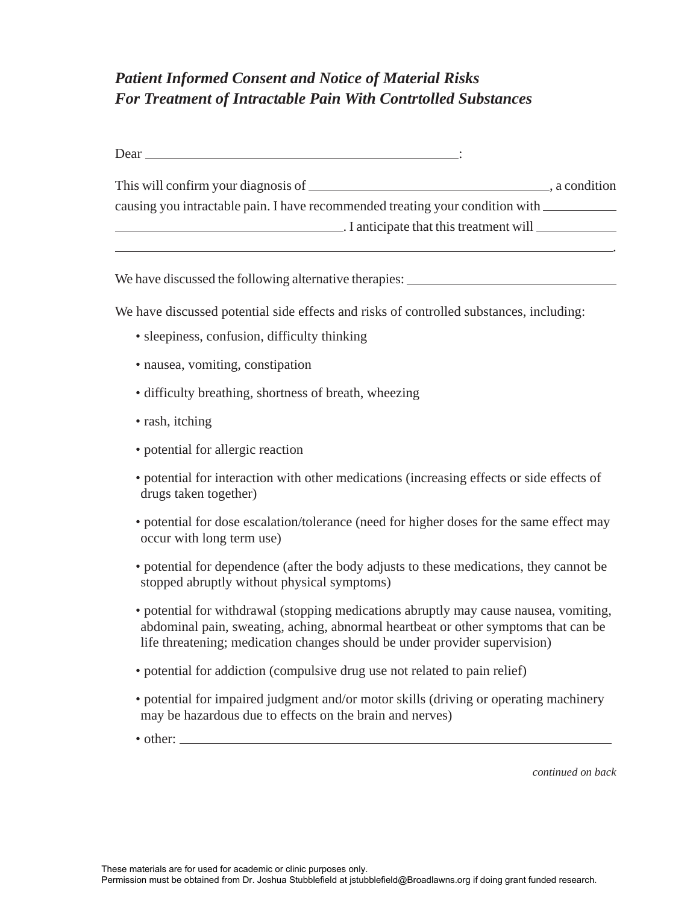# *Patient Informed Consent and Notice of Material Risks For Treatment of Intractable Pain With Contrtolled Substances*

Dear ______________________________________________:

This will confirm your diagnosis of ___________________________________, a condition causing you intractable pain. I have recommended treating your condition with ___________ __________________________________. I anticipate that this treatment will ____________ ______________________________________________________________________________.

We have discussed the following alternative therapies: _______________________________

We have discussed potential side effects and risks of controlled substances, including:

- sleepiness, confusion, difficulty thinking
- nausea, vomiting, constipation
- difficulty breathing, shortness of breath, wheezing
- rash, itching
- potential for allergic reaction
- potential for interaction with other medications (increasing effects or side effects of drugs taken together)
- potential for dose escalation/tolerance (need for higher doses for the same effect may occur with long term use)
- potential for dependence (after the body adjusts to these medications, they cannot be stopped abruptly without physical symptoms)
- potential for withdrawal (stopping medications abruptly may cause nausea, vomiting, abdominal pain, sweating, aching, abnormal heartbeat or other symptoms that can be life threatening; medication changes should be under provider supervision)
- potential for addiction (compulsive drug use not related to pain relief)
- potential for impaired judgment and/or motor skills (driving or operating machinery may be hazardous due to effects on the brain and nerves)
- other: ________________________________________________________________

*continued on back*

These materials are for used for academic or clinic purposes only.
Permission must be obtained from Dr. Joshua Stubblefield at jstubblefield@Broadlawns.org if doing grant funded research.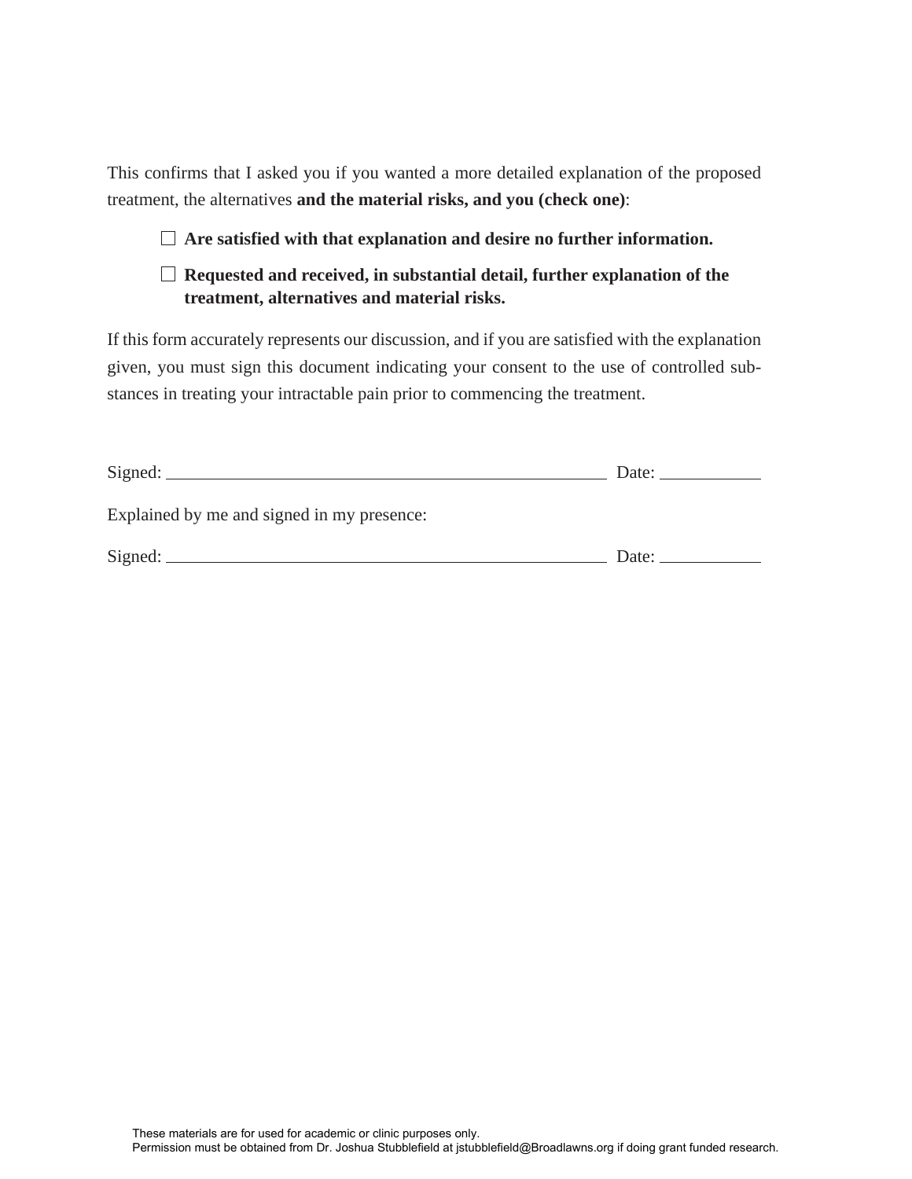This confirms that I asked you if you wanted a more detailed explanation of the proposed treatment, the alternatives **and the material risks, and you (check one)**:

- ☐ **Are satisfied with that explanation and desire no further information.**
- ☐ **Requested and received, in substantial detail, further explanation of the treatment, alternatives and material risks.**

If this form accurately represents our discussion, and if you are satisfied with the explanation given, you must sign this document indicating your consent to the use of controlled substances in treating your intractable pain prior to commencing the treatment.

Signed: ______________________________________________ Date: ____________

Explained by me and signed in my presence:

Signed: ______________________________________________ Date: ____________

These materials are for used for academic or clinic purposes only.
Permission must be obtained from Dr. Joshua Stubblefield at jstubblefield@Broadlawns.org if doing grant funded research.